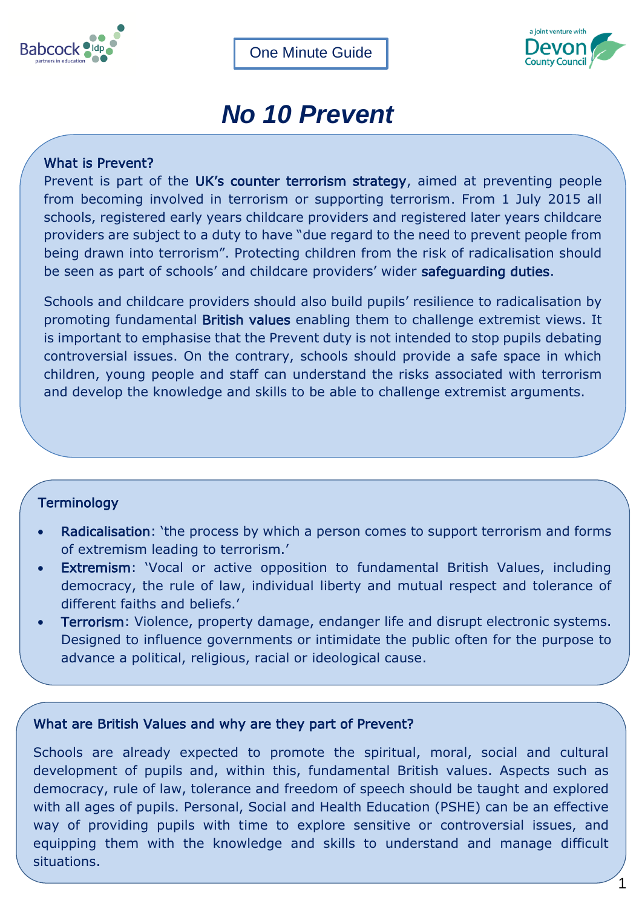One Minute Guide

# No 10 Prevent

## What is Prevent?

Prevent is part of the **UK's counter terrorism strategy**, aimed at preventing people from becoming involved in terrorism or supporting terrorism. From 1 July 2015 all schools, registered early years childcare providers and registered later years childcare providers are subject to a duty to have "due regard to the need to prevent people from being drawn into terrorism". Protecting children from the risk of radicalisation should be seen as part of schools' and childcare providers' wider **safeguarding duties**.

Schools and childcare providers should also build pupils' resilience to radicalisation by promoting fundamental **British values** enabling them to challenge extremist views. It is important to emphasise that the Prevent duty is not intended to stop pupils debating controversial issues. On the contrary, schools should provide a safe space in which children, young people and staff can understand the risks associated with terrorism and develop the knowledge and skills to be able to challenge extremist arguments.

## Terminology

- **Radicalisation**: 'the process by which a person comes to support terrorism and forms of extremism leading to terrorism.'
- **Extremism**: 'Vocal or active opposition to fundamental British Values, including democracy, the rule of law, individual liberty and mutual respect and tolerance of different faiths and beliefs.'
- **Terrorism**: Violence, property damage, endanger life and disrupt electronic systems. Designed to influence governments or intimidate the public often for the purpose to advance a political, religious, racial or ideological cause.

## What are British Values and why are they part of Prevent?

Schools are already expected to promote the spiritual, moral, social and cultural development of pupils and, within this, fundamental British values. Aspects such as democracy, rule of law, tolerance and freedom of speech should be taught and explored with all ages of pupils. Personal, Social and Health Education (PSHE) can be an effective way of providing pupils with time to explore sensitive or controversial issues, and equipping them with the knowledge and skills to understand and manage difficult situations.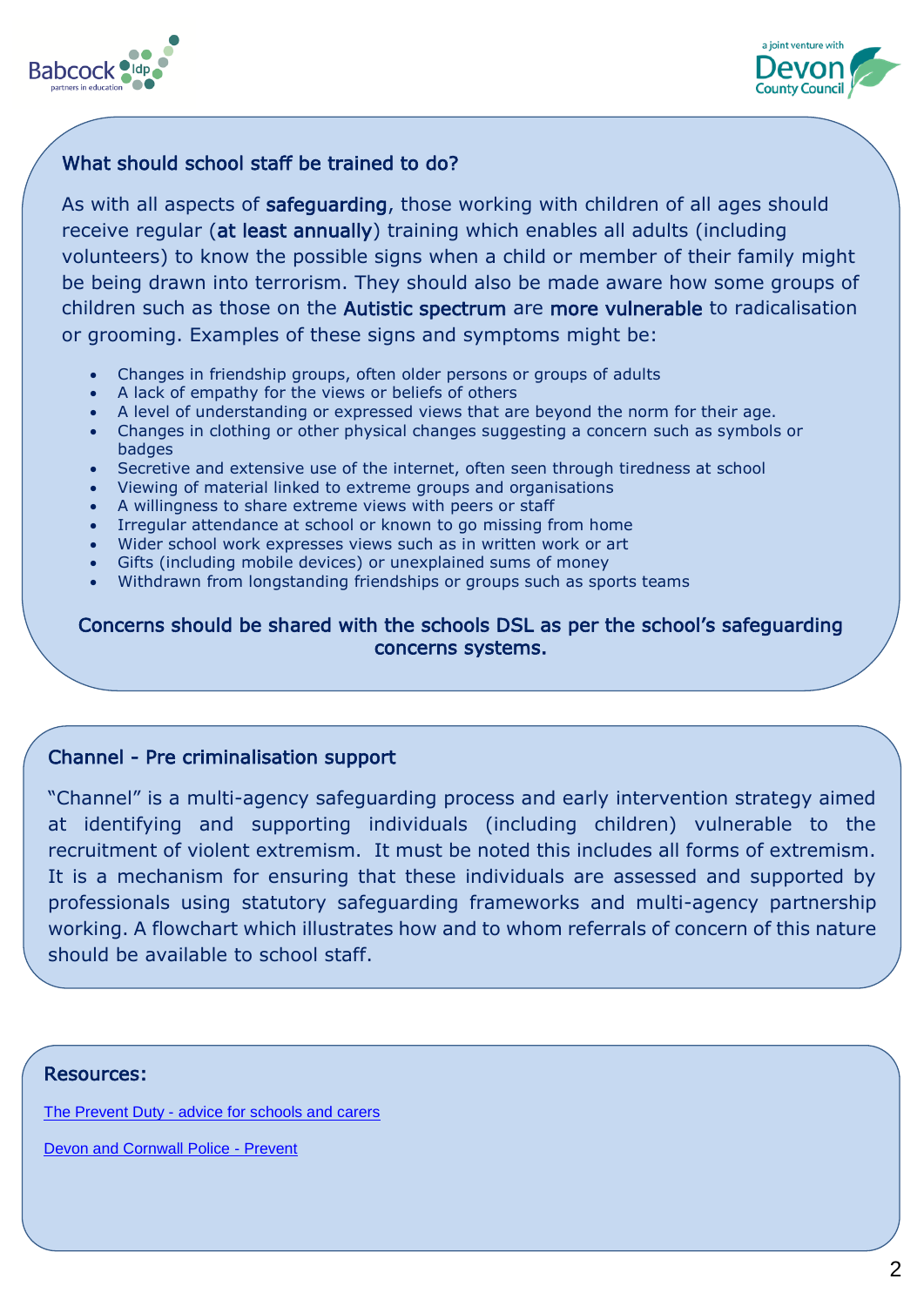## What should school staff be trained to do?

As with all aspects of **safeguarding**, those working with children of all ages should receive regular (**at least annually**) training which enables all adults (including volunteers) to know the possible signs when a child or member of their family might be being drawn into terrorism. They should also be made aware how some groups of children such as those on the **Autistic spectrum** are **more vulnerable** to radicalisation or grooming. Examples of these signs and symptoms might be:

- Changes in friendship groups, often older persons or groups of adults
- A lack of empathy for the views or beliefs of others
- A level of understanding or expressed views that are beyond the norm for their age.
- Changes in clothing or other physical changes suggesting a concern such as symbols or badges
- Secretive and extensive use of the internet, often seen through tiredness at school
- Viewing of material linked to extreme groups and organisations
- A willingness to share extreme views with peers or staff
- Irregular attendance at school or known to go missing from home
- Wider school work expresses views such as in written work or art
- Gifts (including mobile devices) or unexplained sums of money
- Withdrawn from longstanding friendships or groups such as sports teams

**Concerns should be shared with the schools DSL as per the school's safeguarding concerns systems.**

## Channel - Pre criminalisation support

"Channel" is a multi-agency safeguarding process and early intervention strategy aimed at identifying and supporting individuals (including children) vulnerable to the recruitment of violent extremism. It must be noted this includes all forms of extremism. It is a mechanism for ensuring that these individuals are assessed and supported by professionals using statutory safeguarding frameworks and multi-agency partnership working. A flowchart which illustrates how and to whom referrals of concern of this nature should be available to school staff.

## Resources:

The Prevent Duty - advice for schools and carers

Devon and Cornwall Police - Prevent